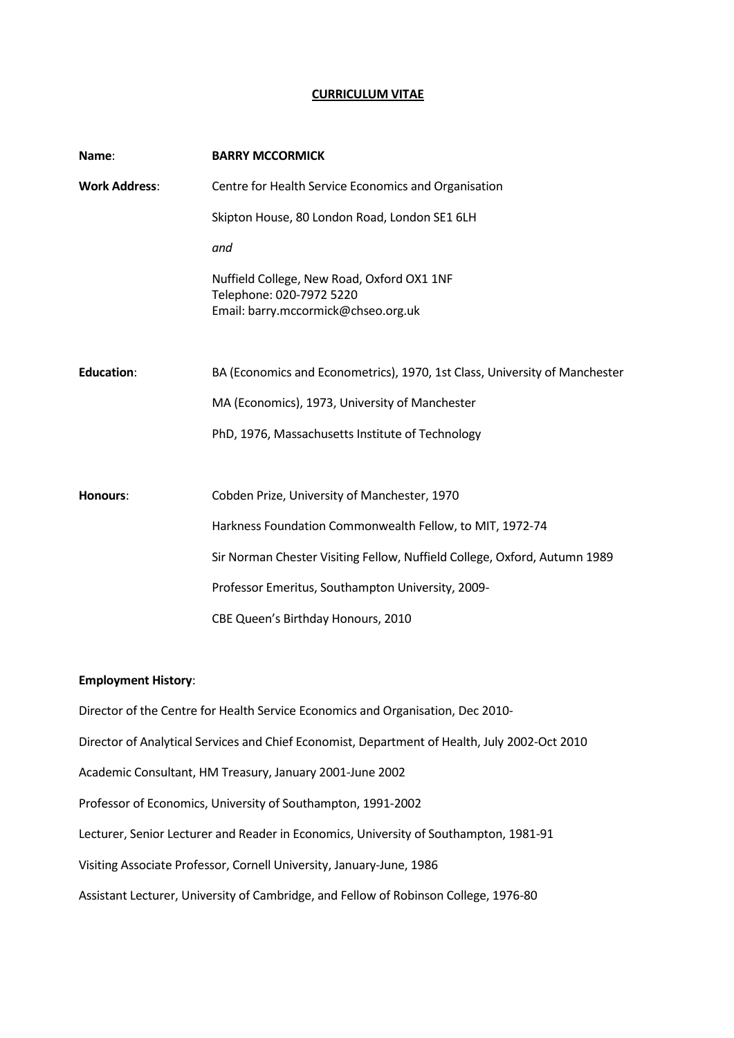# CURRICULUM VITAE

**Name**: **BARRY MCCORMICK**

**Work Address**: Centre for Health Service Economics and Organisation

Skipton House, 80 London Road, London SE1 6LH

*and*

Nuffield College, New Road, Oxford OX1 1NF
Telephone: 020-7972 5220
Email: barry.mccormick@chseo.org.uk

**Education**: BA (Economics and Econometrics), 1970, 1st Class, University of Manchester

MA (Economics), 1973, University of Manchester

PhD, 1976, Massachusetts Institute of Technology

**Honours**: Cobden Prize, University of Manchester, 1970

Harkness Foundation Commonwealth Fellow, to MIT, 1972-74

Sir Norman Chester Visiting Fellow, Nuffield College, Oxford, Autumn 1989

Professor Emeritus, Southampton University, 2009-

CBE Queen's Birthday Honours, 2010

**Employment History**:

Director of the Centre for Health Service Economics and Organisation, Dec 2010-

Director of Analytical Services and Chief Economist, Department of Health, July 2002-Oct 2010

Academic Consultant, HM Treasury, January 2001-June 2002

Professor of Economics, University of Southampton, 1991-2002

Lecturer, Senior Lecturer and Reader in Economics, University of Southampton, 1981-91

Visiting Associate Professor, Cornell University, January-June, 1986

Assistant Lecturer, University of Cambridge, and Fellow of Robinson College, 1976-80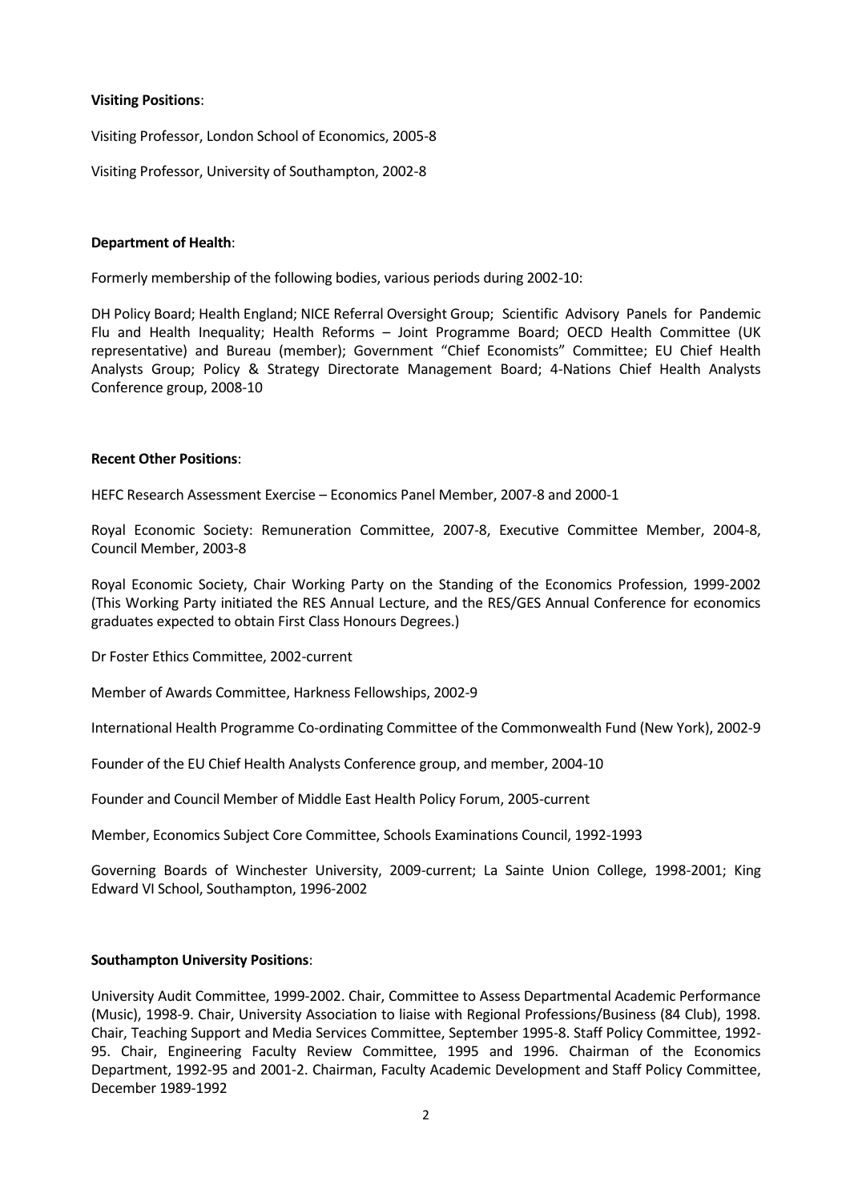**Visiting Positions**:

Visiting Professor, London School of Economics, 2005-8

Visiting Professor, University of Southampton, 2002-8

**Department of Health**:

Formerly membership of the following bodies, various periods during 2002-10:

DH Policy Board; Health England; NICE Referral Oversight Group; Scientific Advisory Panels for Pandemic Flu and Health Inequality; Health Reforms – Joint Programme Board; OECD Health Committee (UK representative) and Bureau (member); Government "Chief Economists" Committee; EU Chief Health Analysts Group; Policy & Strategy Directorate Management Board; 4-Nations Chief Health Analysts Conference group, 2008-10

**Recent Other Positions**:

HEFC Research Assessment Exercise – Economics Panel Member, 2007-8 and 2000-1

Royal Economic Society: Remuneration Committee, 2007-8, Executive Committee Member, 2004-8, Council Member, 2003-8

Royal Economic Society, Chair Working Party on the Standing of the Economics Profession, 1999-2002 (This Working Party initiated the RES Annual Lecture, and the RES/GES Annual Conference for economics graduates expected to obtain First Class Honours Degrees.)

Dr Foster Ethics Committee, 2002-current

Member of Awards Committee, Harkness Fellowships, 2002-9

International Health Programme Co-ordinating Committee of the Commonwealth Fund (New York), 2002-9

Founder of the EU Chief Health Analysts Conference group, and member, 2004-10

Founder and Council Member of Middle East Health Policy Forum, 2005-current

Member, Economics Subject Core Committee, Schools Examinations Council, 1992-1993

Governing Boards of Winchester University, 2009-current; La Sainte Union College, 1998-2001; King Edward VI School, Southampton, 1996-2002

**Southampton University Positions**:

University Audit Committee, 1999-2002. Chair, Committee to Assess Departmental Academic Performance (Music), 1998-9. Chair, University Association to liaise with Regional Professions/Business (84 Club), 1998. Chair, Teaching Support and Media Services Committee, September 1995-8. Staff Policy Committee, 1992-95. Chair, Engineering Faculty Review Committee, 1995 and 1996. Chairman of the Economics Department, 1992-95 and 2001-2. Chairman, Faculty Academic Development and Staff Policy Committee, December 1989-1992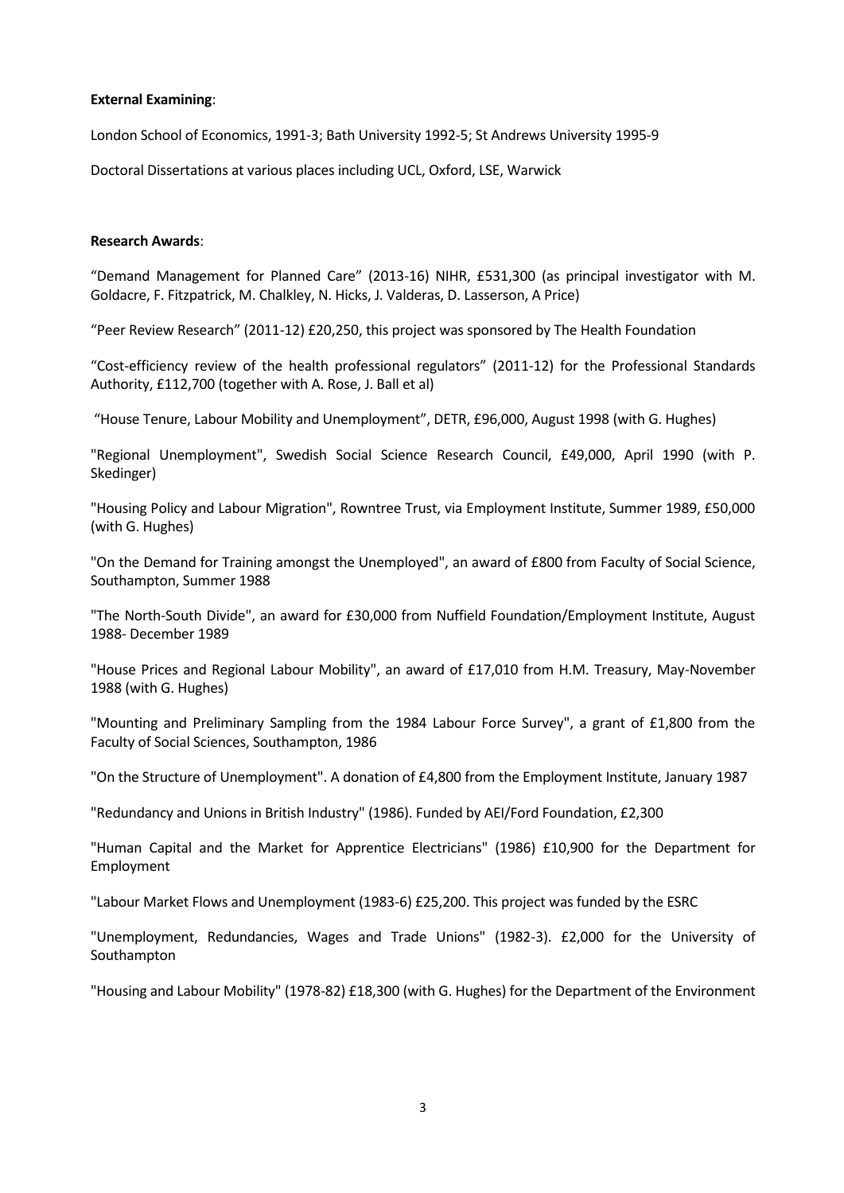**External Examining**:

London School of Economics, 1991-3; Bath University 1992-5; St Andrews University 1995-9

Doctoral Dissertations at various places including UCL, Oxford, LSE, Warwick

**Research Awards**:

"Demand Management for Planned Care" (2013-16) NIHR, £531,300 (as principal investigator with M. Goldacre, F. Fitzpatrick, M. Chalkley, N. Hicks, J. Valderas, D. Lasserson, A Price)

"Peer Review Research" (2011-12) £20,250, this project was sponsored by The Health Foundation

"Cost-efficiency review of the health professional regulators" (2011-12) for the Professional Standards Authority, £112,700 (together with A. Rose, J. Ball et al)

"House Tenure, Labour Mobility and Unemployment", DETR, £96,000, August 1998 (with G. Hughes)

"Regional Unemployment", Swedish Social Science Research Council, £49,000, April 1990 (with P. Skedinger)

"Housing Policy and Labour Migration", Rowntree Trust, via Employment Institute, Summer 1989, £50,000 (with G. Hughes)

"On the Demand for Training amongst the Unemployed", an award of £800 from Faculty of Social Science, Southampton, Summer 1988

"The North-South Divide", an award for £30,000 from Nuffield Foundation/Employment Institute, August 1988- December 1989

"House Prices and Regional Labour Mobility", an award of £17,010 from H.M. Treasury, May-November 1988 (with G. Hughes)

"Mounting and Preliminary Sampling from the 1984 Labour Force Survey", a grant of £1,800 from the Faculty of Social Sciences, Southampton, 1986

"On the Structure of Unemployment". A donation of £4,800 from the Employment Institute, January 1987

"Redundancy and Unions in British Industry" (1986). Funded by AEI/Ford Foundation, £2,300

"Human Capital and the Market for Apprentice Electricians" (1986) £10,900 for the Department for Employment

"Labour Market Flows and Unemployment (1983-6) £25,200. This project was funded by the ESRC

"Unemployment, Redundancies, Wages and Trade Unions" (1982-3). £2,000 for the University of Southampton

"Housing and Labour Mobility" (1978-82) £18,300 (with G. Hughes) for the Department of the Environment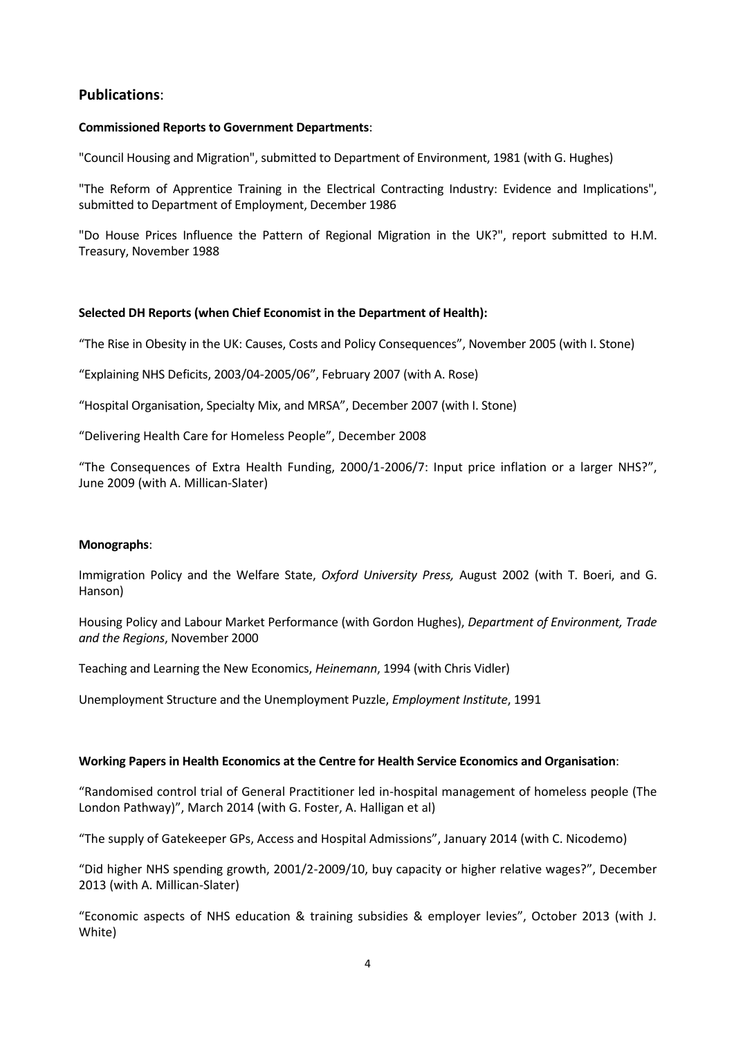## Publications:

**Commissioned Reports to Government Departments**:

"Council Housing and Migration", submitted to Department of Environment, 1981 (with G. Hughes)

"The Reform of Apprentice Training in the Electrical Contracting Industry: Evidence and Implications", submitted to Department of Employment, December 1986

"Do House Prices Influence the Pattern of Regional Migration in the UK?", report submitted to H.M. Treasury, November 1988

**Selected DH Reports (when Chief Economist in the Department of Health):**

"The Rise in Obesity in the UK: Causes, Costs and Policy Consequences", November 2005 (with I. Stone)

"Explaining NHS Deficits, 2003/04-2005/06", February 2007 (with A. Rose)

"Hospital Organisation, Specialty Mix, and MRSA", December 2007 (with I. Stone)

"Delivering Health Care for Homeless People", December 2008

"The Consequences of Extra Health Funding, 2000/1-2006/7: Input price inflation or a larger NHS?", June 2009 (with A. Millican-Slater)

**Monographs**:

Immigration Policy and the Welfare State, *Oxford University Press,* August 2002 (with T. Boeri, and G. Hanson)

Housing Policy and Labour Market Performance (with Gordon Hughes), *Department of Environment, Trade and the Regions*, November 2000

Teaching and Learning the New Economics, *Heinemann*, 1994 (with Chris Vidler)

Unemployment Structure and the Unemployment Puzzle, *Employment Institute*, 1991

**Working Papers in Health Economics at the Centre for Health Service Economics and Organisation**:

"Randomised control trial of General Practitioner led in-hospital management of homeless people (The London Pathway)", March 2014 (with G. Foster, A. Halligan et al)

"The supply of Gatekeeper GPs, Access and Hospital Admissions", January 2014 (with C. Nicodemo)

"Did higher NHS spending growth, 2001/2-2009/10, buy capacity or higher relative wages?", December 2013 (with A. Millican-Slater)

"Economic aspects of NHS education & training subsidies & employer levies", October 2013 (with J. White)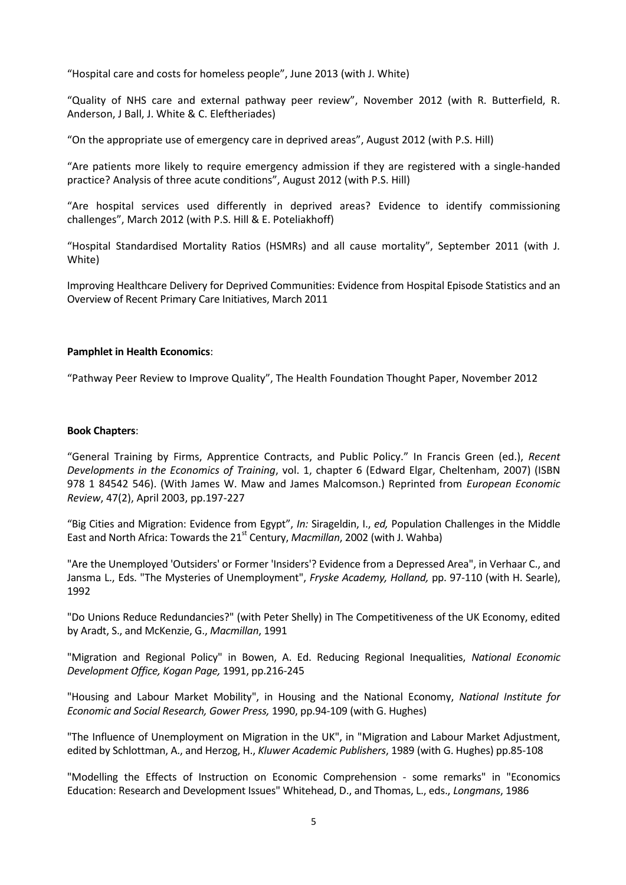"Hospital care and costs for homeless people", June 2013 (with J. White)

"Quality of NHS care and external pathway peer review", November 2012 (with R. Butterfield, R. Anderson, J Ball, J. White & C. Eleftheriades)

"On the appropriate use of emergency care in deprived areas", August 2012 (with P.S. Hill)

"Are patients more likely to require emergency admission if they are registered with a single-handed practice? Analysis of three acute conditions", August 2012 (with P.S. Hill)

"Are hospital services used differently in deprived areas? Evidence to identify commissioning challenges", March 2012 (with P.S. Hill & E. Poteliakhoff)

"Hospital Standardised Mortality Ratios (HSMRs) and all cause mortality", September 2011 (with J. White)

Improving Healthcare Delivery for Deprived Communities: Evidence from Hospital Episode Statistics and an Overview of Recent Primary Care Initiatives, March 2011

**Pamphlet in Health Economics**:

"Pathway Peer Review to Improve Quality", The Health Foundation Thought Paper, November 2012

**Book Chapters**:

"General Training by Firms, Apprentice Contracts, and Public Policy." In Francis Green (ed.), *Recent Developments in the Economics of Training*, vol. 1, chapter 6 (Edward Elgar, Cheltenham, 2007) (ISBN 978 1 84542 546). (With James W. Maw and James Malcomson.) Reprinted from *European Economic Review*, 47(2), April 2003, pp.197-227

"Big Cities and Migration: Evidence from Egypt", *In:* Sirageldin, I., *ed,* Population Challenges in the Middle East and North Africa: Towards the 21st Century, *Macmillan*, 2002 (with J. Wahba)

"Are the Unemployed 'Outsiders' or Former 'Insiders'? Evidence from a Depressed Area", in Verhaar C., and Jansma L., Eds. "The Mysteries of Unemployment", *Fryske Academy, Holland,* pp. 97-110 (with H. Searle), 1992

"Do Unions Reduce Redundancies?" (with Peter Shelly) in The Competitiveness of the UK Economy, edited by Aradt, S., and McKenzie, G., *Macmillan*, 1991

"Migration and Regional Policy" in Bowen, A. Ed. Reducing Regional Inequalities, *National Economic Development Office, Kogan Page,* 1991, pp.216-245

"Housing and Labour Market Mobility", in Housing and the National Economy, *National Institute for Economic and Social Research, Gower Press,* 1990, pp.94-109 (with G. Hughes)

"The Influence of Unemployment on Migration in the UK", in "Migration and Labour Market Adjustment, edited by Schlottman, A., and Herzog, H., *Kluwer Academic Publishers*, 1989 (with G. Hughes) pp.85-108

"Modelling the Effects of Instruction on Economic Comprehension - some remarks" in "Economics Education: Research and Development Issues" Whitehead, D., and Thomas, L., eds., *Longmans*, 1986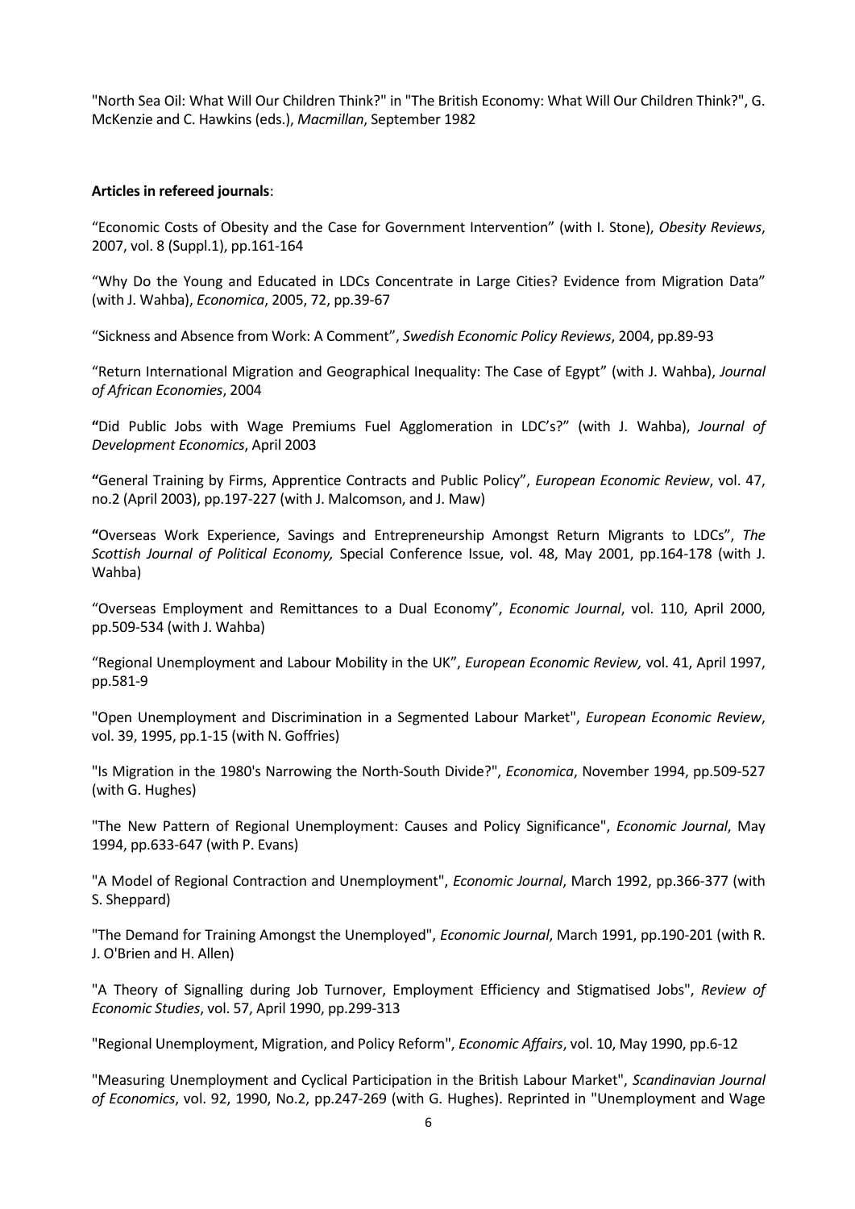"North Sea Oil: What Will Our Children Think?" in "The British Economy: What Will Our Children Think?", G. McKenzie and C. Hawkins (eds.), *Macmillan*, September 1982

**Articles in refereed journals**:

“Economic Costs of Obesity and the Case for Government Intervention” (with I. Stone), *Obesity Reviews*, 2007, vol. 8 (Suppl.1), pp.161-164

“Why Do the Young and Educated in LDCs Concentrate in Large Cities? Evidence from Migration Data” (with J. Wahba), *Economica*, 2005, 72, pp.39-67

“Sickness and Absence from Work: A Comment”, *Swedish Economic Policy Reviews*, 2004, pp.89-93

“Return International Migration and Geographical Inequality: The Case of Egypt” (with J. Wahba), *Journal of African Economies*, 2004

**“**Did Public Jobs with Wage Premiums Fuel Agglomeration in LDC’s?” (with J. Wahba), *Journal of Development Economics*, April 2003

**“**General Training by Firms, Apprentice Contracts and Public Policy”, *European Economic Review*, vol. 47, no.2 (April 2003), pp.197-227 (with J. Malcomson, and J. Maw)

**“**Overseas Work Experience, Savings and Entrepreneurship Amongst Return Migrants to LDCs”, *The Scottish Journal of Political Economy,* Special Conference Issue, vol. 48, May 2001, pp.164-178 (with J. Wahba)

“Overseas Employment and Remittances to a Dual Economy”, *Economic Journal*, vol. 110, April 2000, pp.509-534 (with J. Wahba)

“Regional Unemployment and Labour Mobility in the UK”, *European Economic Review,* vol. 41, April 1997, pp.581-9

"Open Unemployment and Discrimination in a Segmented Labour Market", *European Economic Review*, vol. 39, 1995, pp.1-15 (with N. Goffries)

"Is Migration in the 1980's Narrowing the North-South Divide?", *Economica*, November 1994, pp.509-527 (with G. Hughes)

"The New Pattern of Regional Unemployment: Causes and Policy Significance", *Economic Journal*, May 1994, pp.633-647 (with P. Evans)

"A Model of Regional Contraction and Unemployment", *Economic Journal*, March 1992, pp.366-377 (with S. Sheppard)

"The Demand for Training Amongst the Unemployed", *Economic Journal*, March 1991, pp.190-201 (with R. J. O'Brien and H. Allen)

"A Theory of Signalling during Job Turnover, Employment Efficiency and Stigmatised Jobs", *Review of Economic Studies*, vol. 57, April 1990, pp.299-313

"Regional Unemployment, Migration, and Policy Reform", *Economic Affairs*, vol. 10, May 1990, pp.6-12

"Measuring Unemployment and Cyclical Participation in the British Labour Market", *Scandinavian Journal of Economics*, vol. 92, 1990, No.2, pp.247-269 (with G. Hughes). Reprinted in "Unemployment and Wage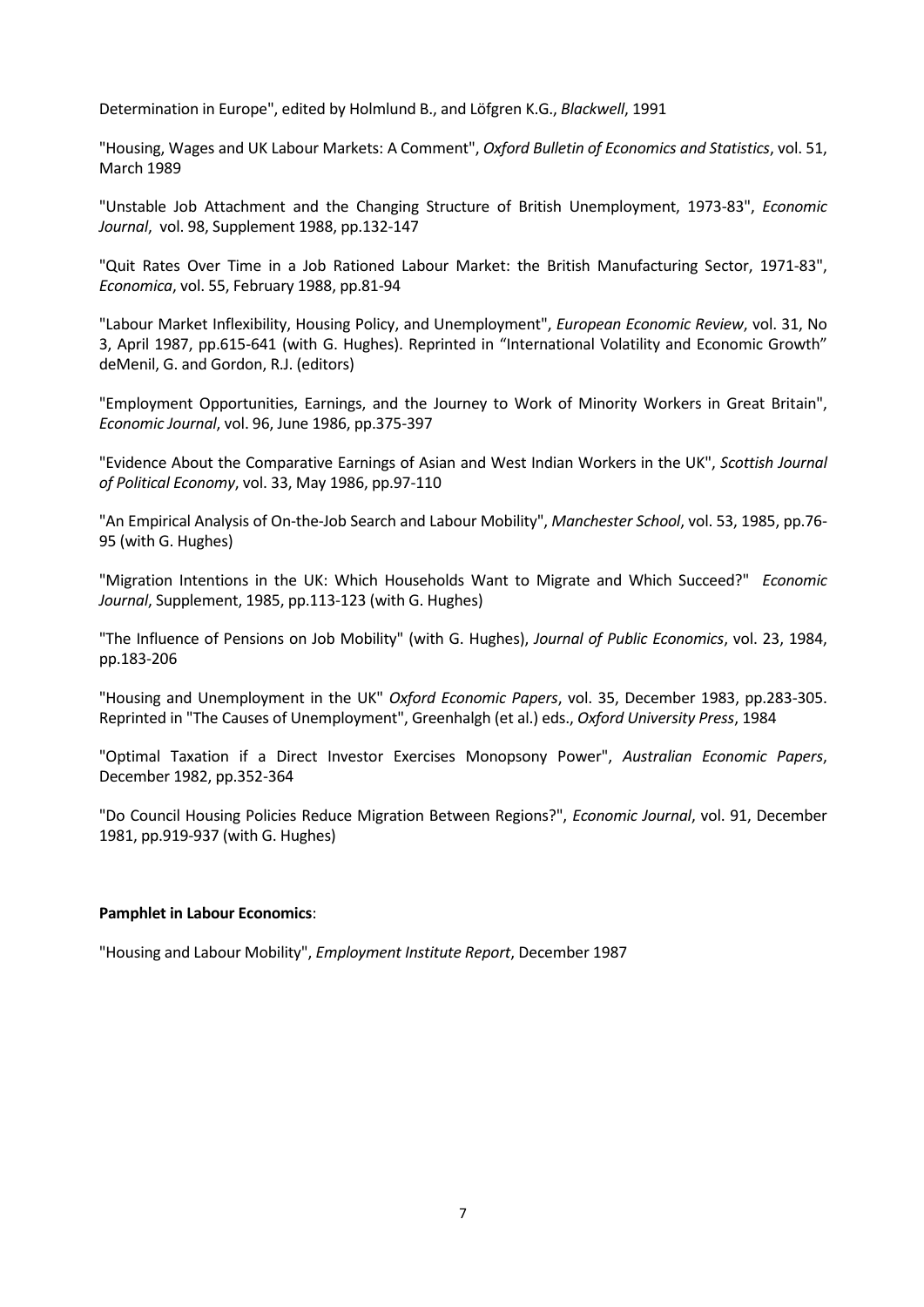Determination in Europe", edited by Holmlund B., and Löfgren K.G., *Blackwell*, 1991

"Housing, Wages and UK Labour Markets: A Comment", *Oxford Bulletin of Economics and Statistics*, vol. 51, March 1989

"Unstable Job Attachment and the Changing Structure of British Unemployment, 1973-83", *Economic Journal*, vol. 98, Supplement 1988, pp.132-147

"Quit Rates Over Time in a Job Rationed Labour Market: the British Manufacturing Sector, 1971-83", *Economica*, vol. 55, February 1988, pp.81-94

"Labour Market Inflexibility, Housing Policy, and Unemployment", *European Economic Review*, vol. 31, No 3, April 1987, pp.615-641 (with G. Hughes). Reprinted in "International Volatility and Economic Growth" deMenil, G. and Gordon, R.J. (editors)

"Employment Opportunities, Earnings, and the Journey to Work of Minority Workers in Great Britain", *Economic Journal*, vol. 96, June 1986, pp.375-397

"Evidence About the Comparative Earnings of Asian and West Indian Workers in the UK", *Scottish Journal of Political Economy*, vol. 33, May 1986, pp.97-110

"An Empirical Analysis of On-the-Job Search and Labour Mobility", *Manchester School*, vol. 53, 1985, pp.76-95 (with G. Hughes)

"Migration Intentions in the UK: Which Households Want to Migrate and Which Succeed?" *Economic Journal*, Supplement, 1985, pp.113-123 (with G. Hughes)

"The Influence of Pensions on Job Mobility" (with G. Hughes), *Journal of Public Economics*, vol. 23, 1984, pp.183-206

"Housing and Unemployment in the UK" *Oxford Economic Papers*, vol. 35, December 1983, pp.283-305. Reprinted in "The Causes of Unemployment", Greenhalgh (et al.) eds., *Oxford University Press*, 1984

"Optimal Taxation if a Direct Investor Exercises Monopsony Power", *Australian Economic Papers*, December 1982, pp.352-364

"Do Council Housing Policies Reduce Migration Between Regions?", *Economic Journal*, vol. 91, December 1981, pp.919-937 (with G. Hughes)

**Pamphlet in Labour Economics**:

"Housing and Labour Mobility", *Employment Institute Report*, December 1987